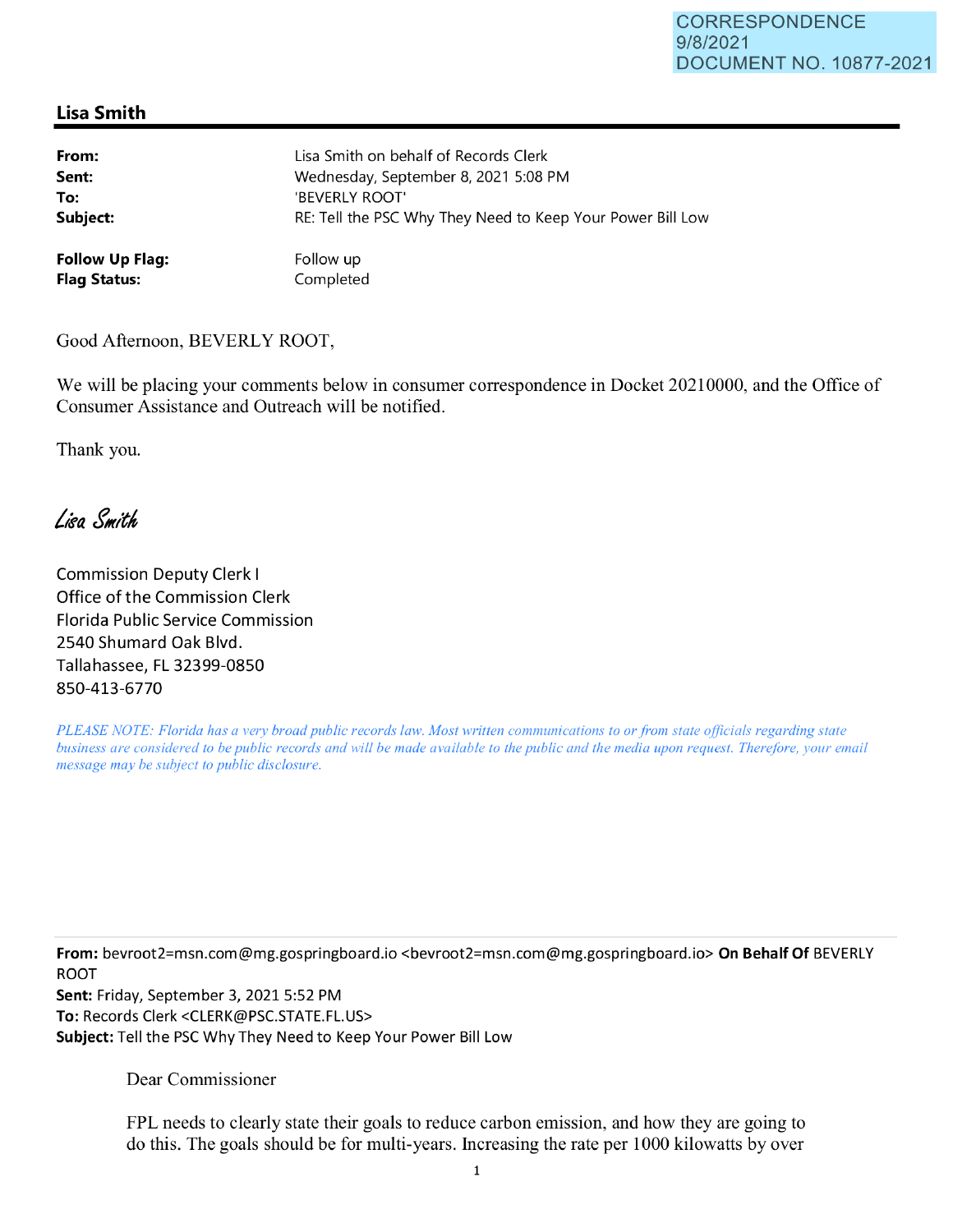CORRESPONDENCE
9/8/2021
DOCUMENT NO. 10877-2021

## Lisa Smith

| | |
|---|---|
| **From:** | Lisa Smith on behalf of Records Clerk |
| **Sent:** | Wednesday, September 8, 2021 5:08 PM |
| **To:** | 'BEVERLY ROOT' |
| **Subject:** | RE: Tell the PSC Why They Need to Keep Your Power Bill Low |
| **Follow Up Flag:** | Follow up |
| **Flag Status:** | Completed |

Good Afternoon, BEVERLY ROOT,

We will be placing your comments below in consumer correspondence in Docket 20210000, and the Office of Consumer Assistance and Outreach will be notified.

Thank you.

*Lisa Smith*

Commission Deputy Clerk I
Office of the Commission Clerk
Florida Public Service Commission
2540 Shumard Oak Blvd.
Tallahassee, FL 32399-0850
850-413-6770

*PLEASE NOTE: Florida has a very broad public records law. Most written communications to or from state officials regarding state business are considered to be public records and will be made available to the public and the media upon request. Therefore, your email message may be subject to public disclosure.*

---

**From:** bevroot2=msn.com@mg.gospringboard.io <bevroot2=msn.com@mg.gospringboard.io> **On Behalf Of** BEVERLY ROOT
**Sent:** Friday, September 3, 2021 5:52 PM
**To:** Records Clerk <CLERK@PSC.STATE.FL.US>
**Subject:** Tell the PSC Why They Need to Keep Your Power Bill Low

Dear Commissioner

FPL needs to clearly state their goals to reduce carbon emission, and how they are going to do this. The goals should be for multi-years. Increasing the rate per 1000 kilowatts by over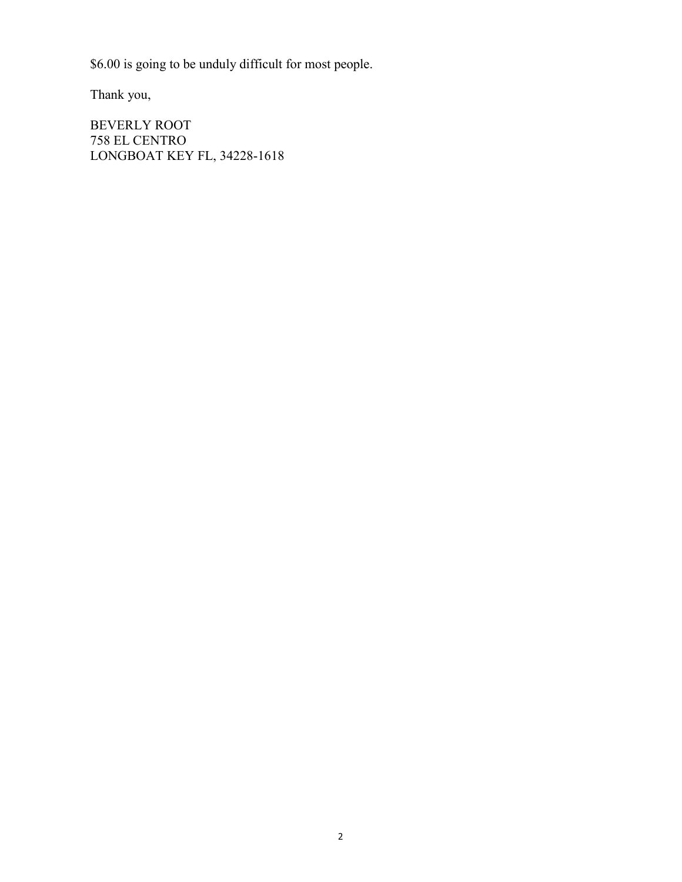$6.00 is going to be unduly difficult for most people.

Thank you,

BEVERLY ROOT  
758 EL CENTRO  
LONGBOAT KEY FL, 34228-1618